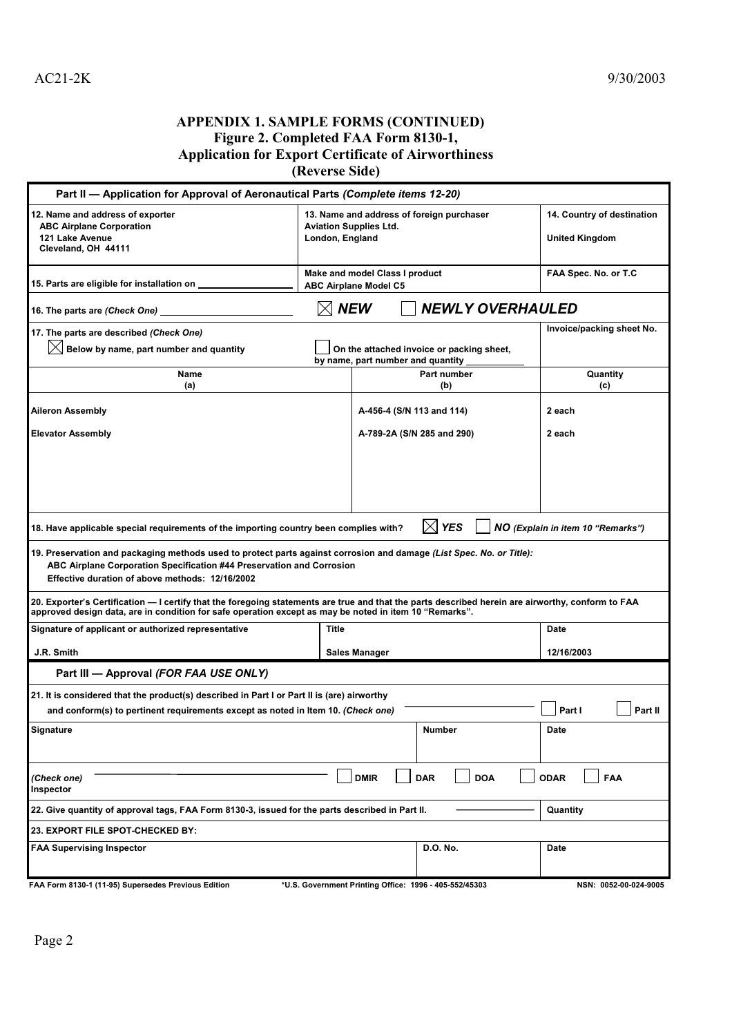## APPENDIX 1. SAMPLE FORMS (CONTINUED)
## Figure 2. Completed FAA Form 8130-1, Application for Export Certificate of Airworthiness (Reverse Side)

**Part II — Approval of Aeronautical Parts** *(Complete items 12-20)*

| 12. Name and address of exporter | 13. Name and address of foreign purchaser | 14. Country of destination |
|---|---|---|
| ABC Airplane Corporation<br>121 Lake Avenue<br>Cleveland, OH 44111 | Aviation Supplies Ltd.<br>London, England | United Kingdom |

| 15. Parts are eligible for installation on | Make and model Class I product | FAA Spec. No. or T.C |
|---|---|---|
| | ABC Airplane Model C5 | |

**16. The parts are** *(Check One)* ☒ ***NEW*** ☐ ***NEWLY OVERHAULED***

**17. The parts are described** *(Check One)*

☒ Below by name, part number and quantity ☐ On the attached invoice or packing sheet, by name, part number and quantity ______ Invoice/packing sheet No.

| Name (a) | Part number (b) | Quantity (c) |
|---|---|---|
| Aileron Assembly | A-456-4 (S/N 113 and 114) | 2 each |
| Elevator Assembly | A-789-2A (S/N 285 and 290) | 2 each |

**18. Have applicable special requirements of the importing country been complies with?** ☒ ***YES*** ☐ ***NO (Explain in item 10 "Remarks")***

**19. Preservation and packaging methods used to protect parts against corrosion and damage** *(List Spec. No. or Title):*
ABC Airplane Corporation Specification #44 Preservation and Corrosion
Effective duration of above methods: 12/16/2002

**20. Exporter's Certification** — I certify that the foregoing statements are true and that the parts described herein are airworthy, conform to FAA approved design data, are in condition for safe operation except as may be noted in item 10 "Remarks".

| Signature of applicant or authorized representative | Title | Date |
|---|---|---|
| J.R. Smith | Sales Manager | 12/16/2003 |

**Part III — Approval** *(FOR FAA USE ONLY)*

21. It is considered that the product(s) described in Part I or Part II is (are) airworthy and conform(s) to pertinent requirements except as noted in Item 10. *(Check one)* ☐ Part I ☐ Part II

| Signature | Number | Date |
|---|---|---|
| | | |

*(Check one)* Inspector ☐ DMIR ☐ DAR ☐ DOA ☐ ODAR ☐ FAA

22. Give quantity of approval tags, FAA Form 8130-3, issued for the parts described in Part II. ______ Quantity

23. EXPORT FILE SPOT-CHECKED BY:

| FAA Supervising Inspector | D.O. No. | Date |
|---|---|---|
| | | |

FAA Form 8130-1 (11-95) Supersedes Previous Edition *U.S. Government Printing Office: 1996 - 405-552/45303 NSN: 0052-00-024-9005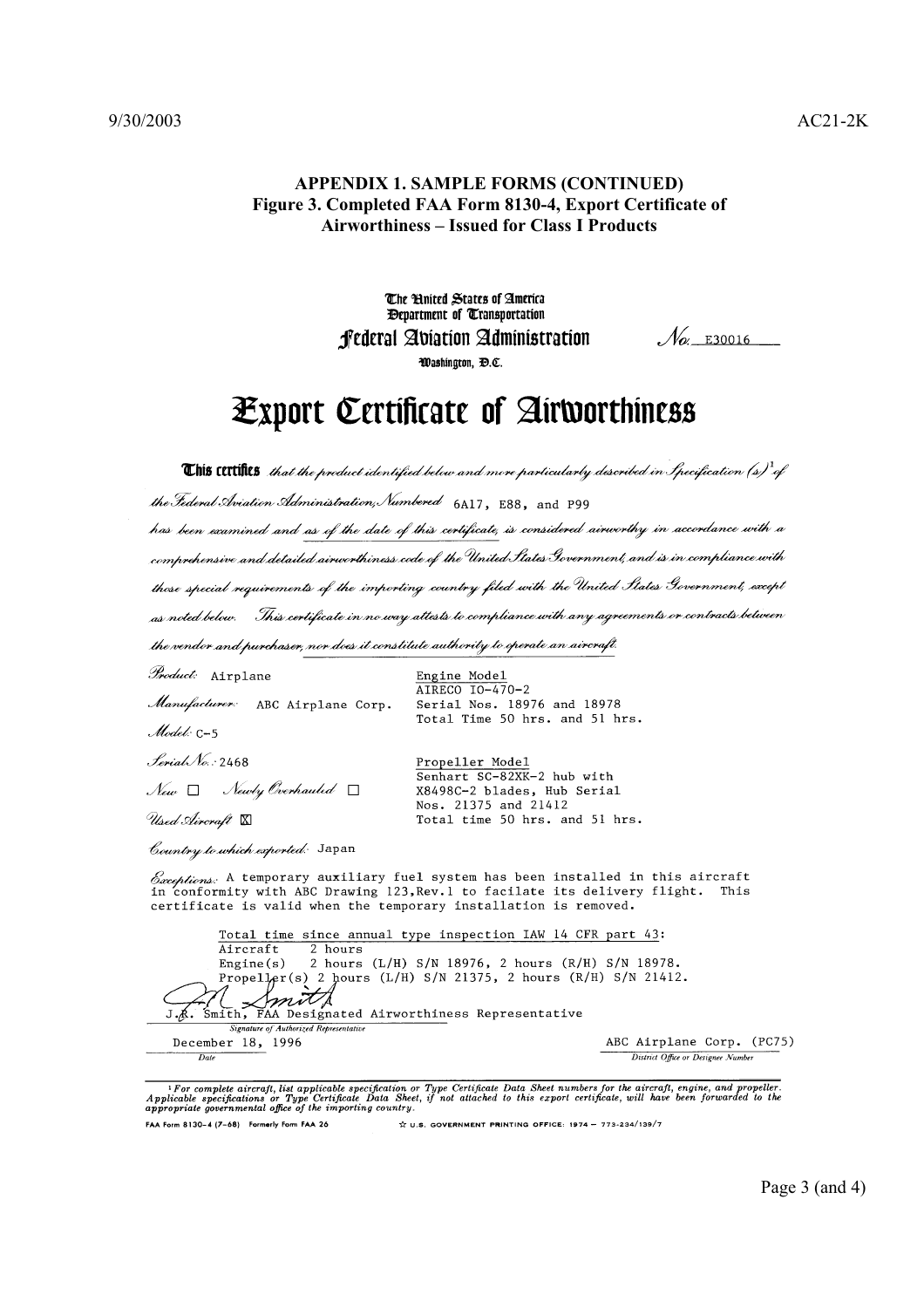**APPENDIX 1. SAMPLE FORMS (CONTINUED)**
**Figure 3. Completed FAA Form 8130-4, Export Certificate of Airworthiness – Issued for Class I Products**

The United States of America
Department of Transportation
**Federal Aviation Administration**
Washington, D.C.

No. E30016

# Export Certificate of Airworthiness

**This certifies** *that the product identified below and more particularly described in Specification (s)*[1] *of the Federal Aviation Administration, Numbered* 6A17, E88, and P99 *has been examined and as of the date of this certificate, is considered airworthy in accordance with a comprehensive and detailed airworthiness code of the United States Government, and is in compliance with those special requirements of the importing country filed with the United States Government, except as noted below. This certificate in no way attests to compliance with any agreements or contracts between the vendor and purchaser, nor does it constitute authority to operate an aircraft.*

*Product:* Airplane

*Manufacturer:* ABC Airplane Corp.

*Model:* C-5

*Serial No.:* 2468

*New* ☐ *Newly Overhauled* ☐

*Used Aircraft* ☒

Engine Model
AIRECO IO-470-2
Serial Nos. 18976 and 18978
Total Time 50 hrs. and 51 hrs.

Propeller Model
Senhart SC-82XK-2 hub with
X8498C-2 blades, Hub Serial
Nos. 21375 and 21412
Total time 50 hrs. and 51 hrs.

*Country to which exported:* Japan

*Exceptions:* A temporary auxiliary fuel system has been installed in this aircraft in conformity with ABC Drawing 123,Rev.1 to facilate its delivery flight. This certificate is valid when the temporary installation is removed.

Total time since annual type inspection IAW 14 CFR part 43:
Aircraft 2 hours
Engine(s) 2 hours (L/H) S/N 18976, 2 hours (R/H) S/N 18978.
Propeller(s) 2 hours (L/H) S/N 21375, 2 hours (R/H) S/N 21412.

J.R. Smith, FAA Designated Airworthiness Representative
*Signature of Authorized Representative*

December 18, 1996
*Date*

ABC Airplane Corp. (PC75)
*District Office or Designer Number*

[1] *For complete aircraft, list applicable specification or Type Certificate Data Sheet numbers for the aircraft, engine, and propeller. Applicable specifications or Type Certificate Data Sheet, if not attached to this export certificate, will have been forwarded to the appropriate governmental office of the importing country.*

FAA Form 8130-4 (7-68) Formerly Form FAA 26 ☆ U.S. GOVERNMENT PRINTING OFFICE: 1974 — 773-234/139/7